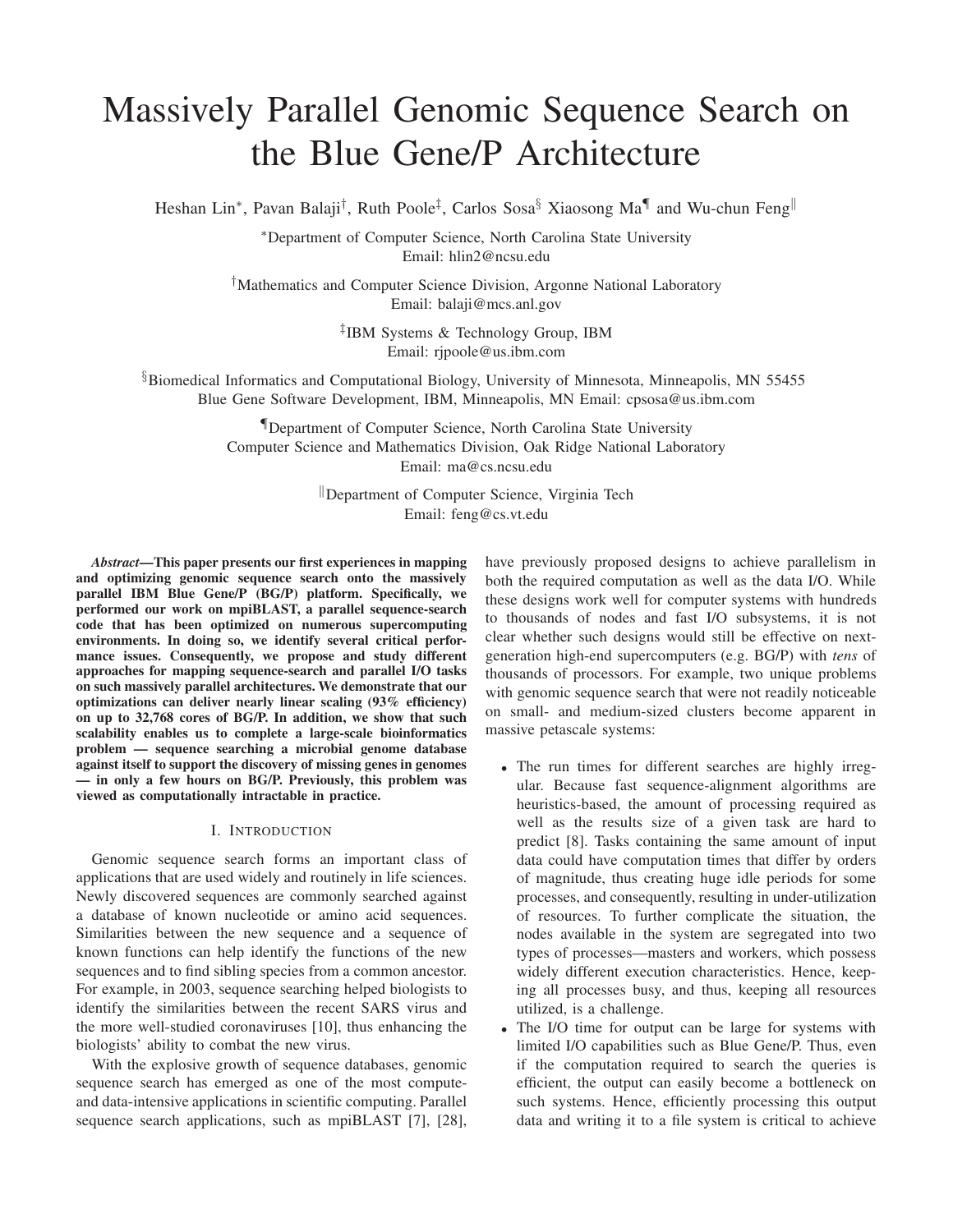# Massively Parallel Genomic Sequence Search on the Blue Gene/P Architecture

Heshan Lin[*], Pavan Balaji[†], Ruth Poole[‡], Carlos Sosa[§] Xiaosong Ma[¶] and Wu-chun Feng[‖]

[*]Department of Computer Science, North Carolina State University
Email: hlin2@ncsu.edu

[†]Mathematics and Computer Science Division, Argonne National Laboratory
Email: balaji@mcs.anl.gov

[‡]IBM Systems & Technology Group, IBM
Email: rjpoole@us.ibm.com

[§]Biomedical Informatics and Computational Biology, University of Minnesota, Minneapolis, MN 55455
Blue Gene Software Development, IBM, Minneapolis, MN Email: cpsosa@us.ibm.com

[¶]Department of Computer Science, North Carolina State University
Computer Science and Mathematics Division, Oak Ridge National Laboratory
Email: ma@cs.ncsu.edu

[‖]Department of Computer Science, Virginia Tech
Email: feng@cs.vt.edu

***Abstract*—This paper presents our first experiences in mapping and optimizing genomic sequence search onto the massively parallel IBM Blue Gene/P (BG/P) platform. Specifically, we performed our work on mpiBLAST, a parallel sequence-search code that has been optimized on numerous supercomputing environments. In doing so, we identify several critical performance issues. Consequently, we propose and study different approaches for mapping sequence-search and parallel I/O tasks on such massively parallel architectures. We demonstrate that our optimizations can deliver nearly linear scaling (93% efficiency) on up to 32,768 cores of BG/P. In addition, we show that such scalability enables us to complete a large-scale bioinformatics problem — sequence searching a microbial genome database against itself to support the discovery of missing genes in genomes — in only a few hours on BG/P. Previously, this problem was viewed as computationally intractable in practice.**

## I. Introduction

Genomic sequence search forms an important class of applications that are used widely and routinely in life sciences. Newly discovered sequences are commonly searched against a database of known nucleotide or amino acid sequences. Similarities between the new sequence and a sequence of known functions can help identify the functions of the new sequences and to find sibling species from a common ancestor. For example, in 2003, sequence searching helped biologists to identify the similarities between the recent SARS virus and the more well-studied coronaviruses [10], thus enhancing the biologists' ability to combat the new virus.

With the explosive growth of sequence databases, genomic sequence search has emerged as one of the most compute- and data-intensive applications in scientific computing. Parallel sequence search applications, such as mpiBLAST [7], [28], have previously proposed designs to achieve parallelism in both the required computation as well as the data I/O. While these designs work well for computer systems with hundreds to thousands of nodes and fast I/O subsystems, it is not clear whether such designs would still be effective on next-generation high-end supercomputers (e.g. BG/P) with *tens* of thousands of processors. For example, two unique problems with genomic sequence search that were not readily noticeable on small- and medium-sized clusters become apparent in massive petascale systems:

- The run times for different searches are highly irregular. Because fast sequence-alignment algorithms are heuristics-based, the amount of processing required as well as the results size of a given task are hard to predict [8]. Tasks containing the same amount of input data could have computation times that differ by orders of magnitude, thus creating huge idle periods for some processes, and consequently, resulting in under-utilization of resources. To further complicate the situation, the nodes available in the system are segregated into two types of processes—masters and workers, which possess widely different execution characteristics. Hence, keeping all processes busy, and thus, keeping all resources utilized, is a challenge.
- The I/O time for output can be large for systems with limited I/O capabilities such as Blue Gene/P. Thus, even if the computation required to search the queries is efficient, the output can easily become a bottleneck on such systems. Hence, efficiently processing this output data and writing it to a file system is critical to achieve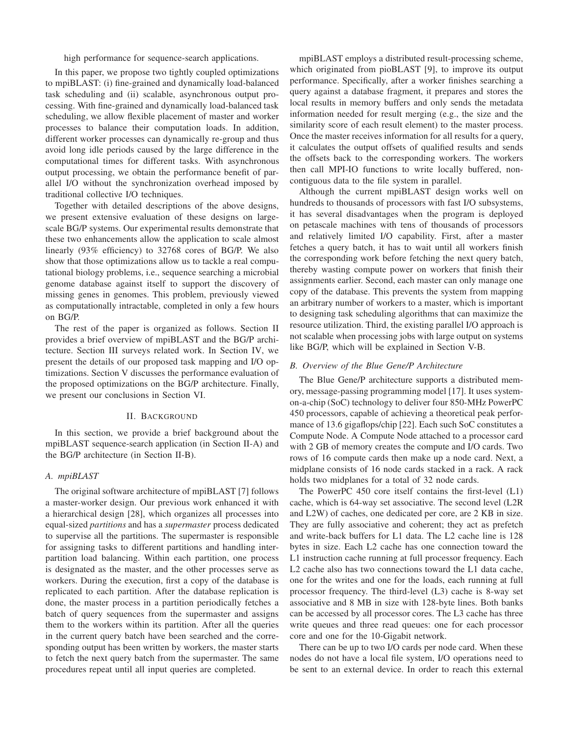high performance for sequence-search applications.

In this paper, we propose two tightly coupled optimizations to mpiBLAST: (i) fine-grained and dynamically load-balanced task scheduling and (ii) scalable, asynchronous output processing. With fine-grained and dynamically load-balanced task scheduling, we allow flexible placement of master and worker processes to balance their computation loads. In addition, different worker processes can dynamically re-group and thus avoid long idle periods caused by the large difference in the computational times for different tasks. With asynchronous output processing, we obtain the performance benefit of parallel I/O without the synchronization overhead imposed by traditional collective I/O techniques.

Together with detailed descriptions of the above designs, we present extensive evaluation of these designs on large-scale BG/P systems. Our experimental results demonstrate that these two enhancements allow the application to scale almost linearly (93% efficiency) to 32768 cores of BG/P. We also show that those optimizations allow us to tackle a real computational biology problems, i.e., sequence searching a microbial genome database against itself to support the discovery of missing genes in genomes. This problem, previously viewed as computationally intractable, completed in only a few hours on BG/P.

The rest of the paper is organized as follows. Section II provides a brief overview of mpiBLAST and the BG/P architecture. Section III surveys related work. In Section IV, we present the details of our proposed task mapping and I/O optimizations. Section V discusses the performance evaluation of the proposed optimizations on the BG/P architecture. Finally, we present our conclusions in Section VI.

## II. Background

In this section, we provide a brief background about the mpiBLAST sequence-search application (in Section II-A) and the BG/P architecture (in Section II-B).

### A. mpiBLAST

The original software architecture of mpiBLAST [7] follows a master-worker design. Our previous work enhanced it with a hierarchical design [28], which organizes all processes into equal-sized *partitions* and has a *supermaster* process dedicated to supervise all the partitions. The supermaster is responsible for assigning tasks to different partitions and handling inter-partition load balancing. Within each partition, one process is designated as the master, and the other processes serve as workers. During the execution, first a copy of the database is replicated to each partition. After the database replication is done, the master process in a partition periodically fetches a batch of query sequences from the supermaster and assigns them to the workers within its partition. After all the queries in the current query batch have been searched and the corresponding output has been written by workers, the master starts to fetch the next query batch from the supermaster. The same procedures repeat until all input queries are completed.

mpiBLAST employs a distributed result-processing scheme, which originated from pioBLAST [9], to improve its output performance. Specifically, after a worker finishes searching a query against a database fragment, it prepares and stores the local results in memory buffers and only sends the metadata information needed for result merging (e.g., the size and the similarity score of each result element) to the master process. Once the master receives information for all results for a query, it calculates the output offsets of qualified results and sends the offsets back to the corresponding workers. The workers then call MPI-IO functions to write locally buffered, non-contiguous data to the file system in parallel.

Although the current mpiBLAST design works well on hundreds to thousands of processors with fast I/O subsystems, it has several disadvantages when the program is deployed on petascale machines with tens of thousands of processors and relatively limited I/O capability. First, after a master fetches a query batch, it has to wait until all workers finish the corresponding work before fetching the next query batch, thereby wasting compute power on workers that finish their assignments earlier. Second, each master can only manage one copy of the database. This prevents the system from mapping an arbitrary number of workers to a master, which is important to designing task scheduling algorithms that can maximize the resource utilization. Third, the existing parallel I/O approach is not scalable when processing jobs with large output on systems like BG/P, which will be explained in Section V-B.

### B. Overview of the Blue Gene/P Architecture

The Blue Gene/P architecture supports a distributed memory, message-passing programming model [17]. It uses system-on-a-chip (SoC) technology to deliver four 850-MHz PowerPC 450 processors, capable of achieving a theoretical peak performance of 13.6 gigaflops/chip [22]. Each such SoC constitutes a Compute Node. A Compute Node attached to a processor card with 2 GB of memory creates the compute and I/O cards. Two rows of 16 compute cards then make up a node card. Next, a midplane consists of 16 node cards stacked in a rack. A rack holds two midplanes for a total of 32 node cards.

The PowerPC 450 core itself contains the first-level (L1) cache, which is 64-way set associative. The second level (L2R and L2W) of caches, one dedicated per core, are 2 KB in size. They are fully associative and coherent; they act as prefetch and write-back buffers for L1 data. The L2 cache line is 128 bytes in size. Each L2 cache has one connection toward the L1 instruction cache running at full processor frequency. Each L2 cache also has two connections toward the L1 data cache, one for the writes and one for the loads, each running at full processor frequency. The third-level (L3) cache is 8-way set associative and 8 MB in size with 128-byte lines. Both banks can be accessed by all processor cores. The L3 cache has three write queues and three read queues: one for each processor core and one for the 10-Gigabit network.

There can be up to two I/O cards per node card. When these nodes do not have a local file system, I/O operations need to be sent to an external device. In order to reach this external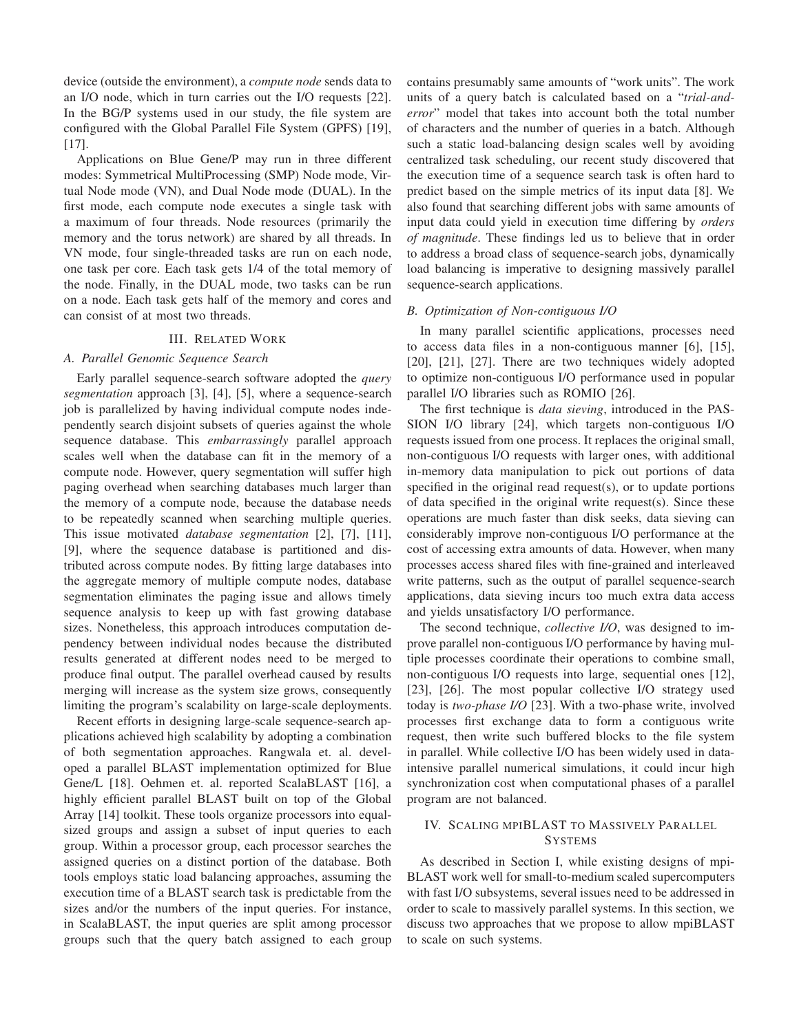device (outside the environment), a *compute node* sends data to an I/O node, which in turn carries out the I/O requests [22]. In the BG/P systems used in our study, the file system are configured with the Global Parallel File System (GPFS) [19], [17].

Applications on Blue Gene/P may run in three different modes: Symmetrical MultiProcessing (SMP) Node mode, Virtual Node mode (VN), and Dual Node mode (DUAL). In the first mode, each compute node executes a single task with a maximum of four threads. Node resources (primarily the memory and the torus network) are shared by all threads. In VN mode, four single-threaded tasks are run on each node, one task per core. Each task gets 1/4 of the total memory of the node. Finally, in the DUAL mode, two tasks can be run on a node. Each task gets half of the memory and cores and can consist of at most two threads.

## III. Related Work

### A. Parallel Genomic Sequence Search

Early parallel sequence-search software adopted the *query segmentation* approach [3], [4], [5], where a sequence-search job is parallelized by having individual compute nodes independently search disjoint subsets of queries against the whole sequence database. This *embarrassingly* parallel approach scales well when the database can fit in the memory of a compute node. However, query segmentation will suffer high paging overhead when searching databases much larger than the memory of a compute node, because the database needs to be repeatedly scanned when searching multiple queries. This issue motivated *database segmentation* [2], [7], [11], [9], where the sequence database is partitioned and distributed across compute nodes. By fitting large databases into the aggregate memory of multiple compute nodes, database segmentation eliminates the paging issue and allows timely sequence analysis to keep up with fast growing database sizes. Nonetheless, this approach introduces computation dependency between individual nodes because the distributed results generated at different nodes need to be merged to produce final output. The parallel overhead caused by results merging will increase as the system size grows, consequently limiting the program's scalability on large-scale deployments.

Recent efforts in designing large-scale sequence-search applications achieved high scalability by adopting a combination of both segmentation approaches. Rangwala et. al. developed a parallel BLAST implementation optimized for Blue Gene/L [18]. Oehmen et. al. reported ScalaBLAST [16], a highly efficient parallel BLAST built on top of the Global Array [14] toolkit. These tools organize processors into equal-sized groups and assign a subset of input queries to each group. Within a processor group, each processor searches the assigned queries on a distinct portion of the database. Both tools employs static load balancing approaches, assuming the execution time of a BLAST search task is predictable from the sizes and/or the numbers of the input queries. For instance, in ScalaBLAST, the input queries are split among processor groups such that the query batch assigned to each group contains presumably same amounts of "work units". The work units of a query batch is calculated based on a "*trial-and-error*" model that takes into account both the total number of characters and the number of queries in a batch. Although such a static load-balancing design scales well by avoiding centralized task scheduling, our recent study discovered that the execution time of a sequence search task is often hard to predict based on the simple metrics of its input data [8]. We also found that searching different jobs with same amounts of input data could yield in execution time differing by *orders of magnitude*. These findings led us to believe that in order to address a broad class of sequence-search jobs, dynamically load balancing is imperative to designing massively parallel sequence-search applications.

### B. Optimization of Non-contiguous I/O

In many parallel scientific applications, processes need to access data files in a non-contiguous manner [6], [15], [20], [21], [27]. There are two techniques widely adopted to optimize non-contiguous I/O performance used in popular parallel I/O libraries such as ROMIO [26].

The first technique is *data sieving*, introduced in the PASSION I/O library [24], which targets non-contiguous I/O requests issued from one process. It replaces the original small, non-contiguous I/O requests with larger ones, with additional in-memory data manipulation to pick out portions of data specified in the original read request(s), or to update portions of data specified in the original write request(s). Since these operations are much faster than disk seeks, data sieving can considerably improve non-contiguous I/O performance at the cost of accessing extra amounts of data. However, when many processes access shared files with fine-grained and interleaved write patterns, such as the output of parallel sequence-search applications, data sieving incurs too much extra data access and yields unsatisfactory I/O performance.

The second technique, *collective I/O*, was designed to improve parallel non-contiguous I/O performance by having multiple processes coordinate their operations to combine small, non-contiguous I/O requests into large, sequential ones [12], [23], [26]. The most popular collective I/O strategy used today is *two-phase I/O* [23]. With a two-phase write, involved processes first exchange data to form a contiguous write request, then write such buffered blocks to the file system in parallel. While collective I/O has been widely used in data-intensive parallel numerical simulations, it could incur high synchronization cost when computational phases of a parallel program are not balanced.

## IV. Scaling mpiBLAST to Massively Parallel Systems

As described in Section I, while existing designs of mpiBLAST work well for small-to-medium scaled supercomputers with fast I/O subsystems, several issues need to be addressed in order to scale to massively parallel systems. In this section, we discuss two approaches that we propose to allow mpiBLAST to scale on such systems.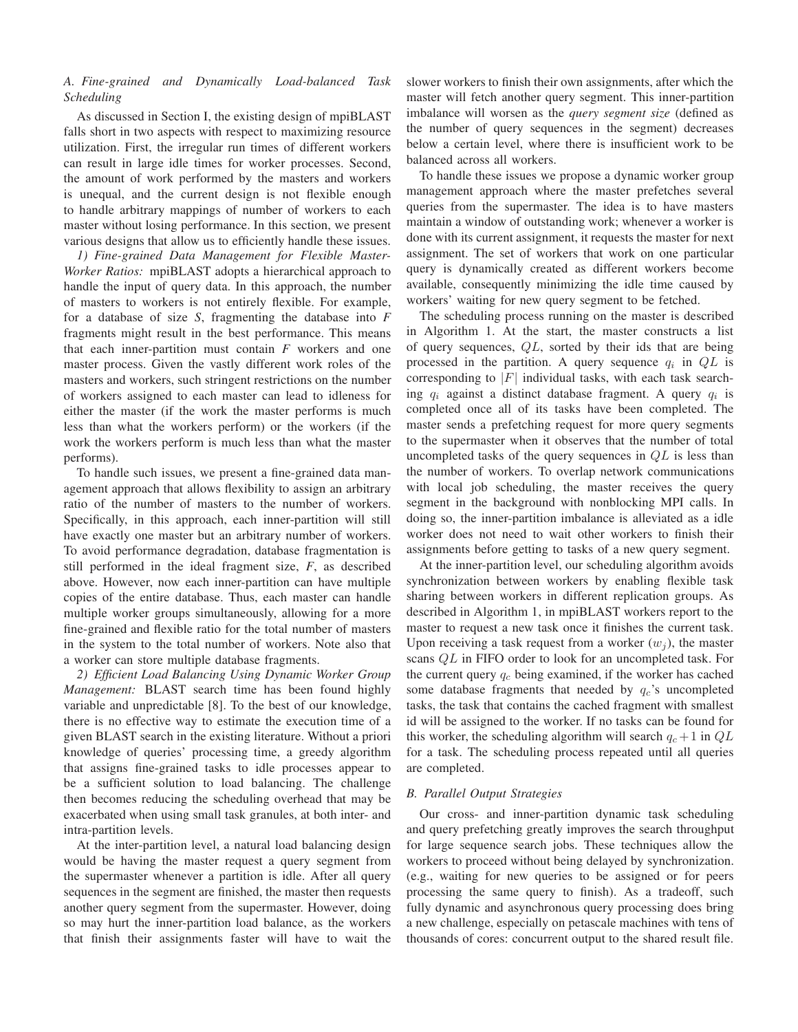### A. Fine-grained and Dynamically Load-balanced Task Scheduling

As discussed in Section I, the existing design of mpiBLAST falls short in two aspects with respect to maximizing resource utilization. First, the irregular run times of different workers can result in large idle times for worker processes. Second, the amount of work performed by the masters and workers is unequal, and the current design is not flexible enough to handle arbitrary mappings of number of workers to each master without losing performance. In this section, we present various designs that allow us to efficiently handle these issues.

*1) Fine-grained Data Management for Flexible Master-Worker Ratios:* mpiBLAST adopts a hierarchical approach to handle the input of query data. In this approach, the number of masters to workers is not entirely flexible. For example, for a database of size *S*, fragmenting the database into *F* fragments might result in the best performance. This means that each inner-partition must contain *F* workers and one master process. Given the vastly different work roles of the masters and workers, such stringent restrictions on the number of workers assigned to each master can lead to idleness for either the master (if the work the master performs is much less than what the workers perform) or the workers (if the work the workers perform is much less than what the master performs).

To handle such issues, we present a fine-grained data management approach that allows flexibility to assign an arbitrary ratio of the number of masters to the number of workers. Specifically, in this approach, each inner-partition will still have exactly one master but an arbitrary number of workers. To avoid performance degradation, database fragmentation is still performed in the ideal fragment size, *F*, as described above. However, now each inner-partition can have multiple copies of the entire database. Thus, each master can handle multiple worker groups simultaneously, allowing for a more fine-grained and flexible ratio for the total number of masters in the system to the total number of workers. Note also that a worker can store multiple database fragments.

*2) Efficient Load Balancing Using Dynamic Worker Group Management:* BLAST search time has been found highly variable and unpredictable [8]. To the best of our knowledge, there is no effective way to estimate the execution time of a given BLAST search in the existing literature. Without a priori knowledge of queries' processing time, a greedy algorithm that assigns fine-grained tasks to idle processes appear to be a sufficient solution to load balancing. The challenge then becomes reducing the scheduling overhead that may be exacerbated when using small task granules, at both inter- and intra-partition levels.

At the inter-partition level, a natural load balancing design would be having the master request a query segment from the supermaster whenever a partition is idle. After all query sequences in the segment are finished, the master then requests another query segment from the supermaster. However, doing so may hurt the inner-partition load balance, as the workers that finish their assignments faster will have to wait the slower workers to finish their own assignments, after which the master will fetch another query segment. This inner-partition imbalance will worsen as the *query segment size* (defined as the number of query sequences in the segment) decreases below a certain level, where there is insufficient work to be balanced across all workers.

To handle these issues we propose a dynamic worker group management approach where the master prefetches several queries from the supermaster. The idea is to have masters maintain a window of outstanding work; whenever a worker is done with its current assignment, it requests the master for next assignment. The set of workers that work on one particular query is dynamically created as different workers become available, consequently minimizing the idle time caused by workers' waiting for new query segment to be fetched.

The scheduling process running on the master is described in Algorithm 1. At the start, the master constructs a list of query sequences, $QL$, sorted by their ids that are being processed in the partition. A query sequence $q_i$ in $QL$ is corresponding to $|F|$ individual tasks, with each task searching $q_i$ against a distinct database fragment. A query $q_i$ is completed once all of its tasks have been completed. The master sends a prefetching request for more query segments to the supermaster when it observes that the number of total uncompleted tasks of the query sequences in $QL$ is less than the number of workers. To overlap network communications with local job scheduling, the master receives the query segment in the background with nonblocking MPI calls. In doing so, the inner-partition imbalance is alleviated as a idle worker does not need to wait other workers to finish their assignments before getting to tasks of a new query segment.

At the inner-partition level, our scheduling algorithm avoids synchronization between workers by enabling flexible task sharing between workers in different replication groups. As described in Algorithm 1, in mpiBLAST workers report to the master to request a new task once it finishes the current task. Upon receiving a task request from a worker ($w_j$), the master scans $QL$ in FIFO order to look for an uncompleted task. For the current query $q_c$ being examined, if the worker has cached some database fragments that needed by $q_c$'s uncompleted tasks, the task that contains the cached fragment with smallest id will be assigned to the worker. If no tasks can be found for this worker, the scheduling algorithm will search $q_c + 1$ in $QL$ for a task. The scheduling process repeated until all queries are completed.

### B. Parallel Output Strategies

Our cross- and inner-partition dynamic task scheduling and query prefetching greatly improves the search throughput for large sequence search jobs. These techniques allow the workers to proceed without being delayed by synchronization. (e.g., waiting for new queries to be assigned or for peers processing the same query to finish). As a tradeoff, such fully dynamic and asynchronous query processing does bring a new challenge, especially on petascale machines with tens of thousands of cores: concurrent output to the shared result file.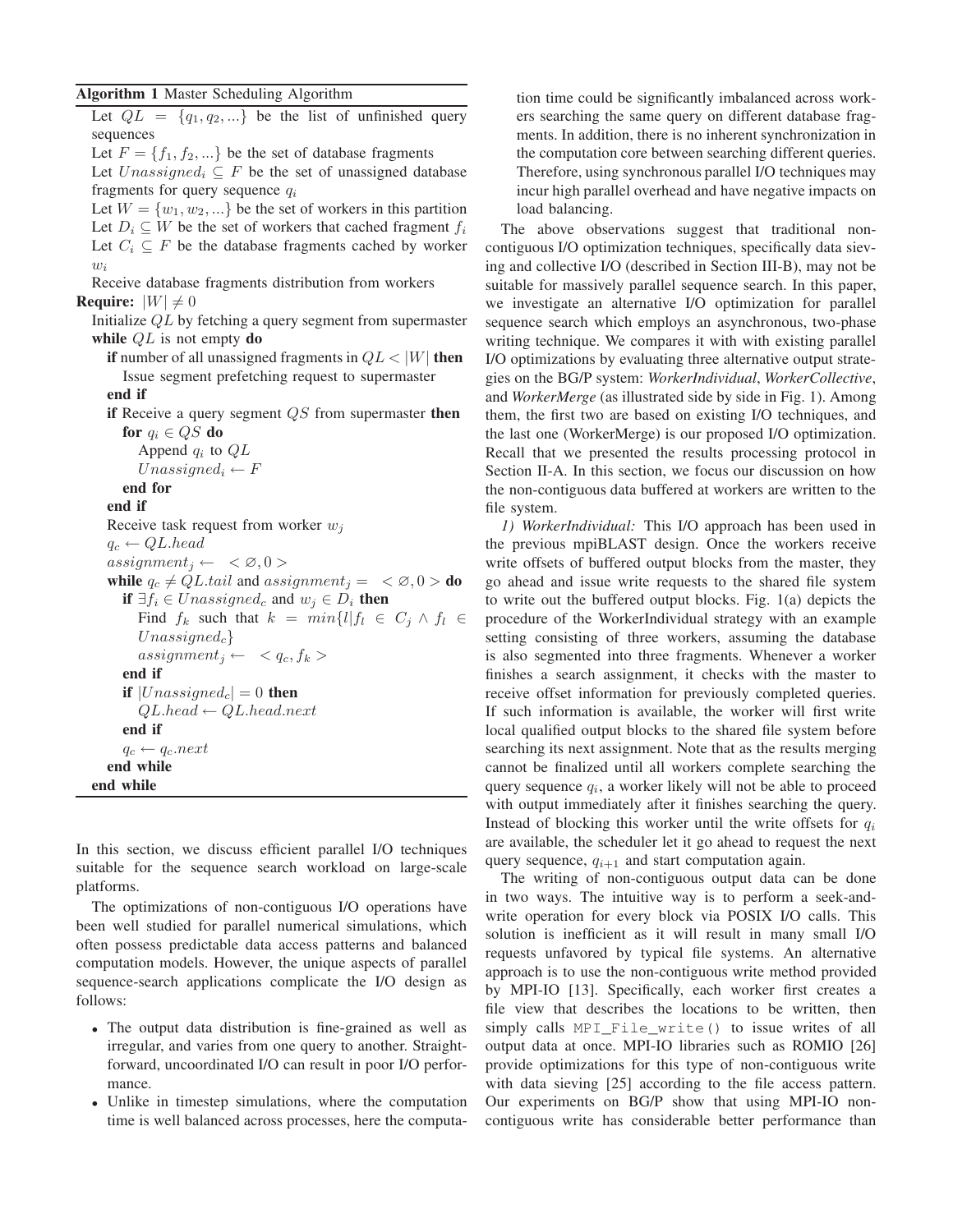**Algorithm 1** Master Scheduling Algorithm

Let $QL = \{q_1, q_2, ...\}$ be the list of unfinished query sequences
Let $F = \{f_1, f_2, ...\}$ be the set of database fragments
Let $Unassigned_i \subseteq F$ be the set of unassigned database fragments for query sequence $q_i$
Let $W = \{w_1, w_2, ...\}$ be the set of workers in this partition
Let $D_i \subseteq W$ be the set of workers that cached fragment $f_i$
Let $C_i \subseteq F$ be the database fragments cached by worker $w_i$
Receive database fragments distribution from workers
**Require:** $|W| \neq 0$
Initialize $QL$ by fetching a query segment from supermaster
**while** $QL$ is not empty **do**
  **if** number of all unassigned fragments in $QL < |W|$ **then**
    Issue segment prefetching request to supermaster
  **end if**
  **if** Receive a query segment $QS$ from supermaster **then**
    **for** $q_i \in QS$ **do**
      Append $q_i$ to $QL$
      $Unassigned_i \leftarrow F$
    **end for**
  **end if**
  Receive task request from worker $w_j$
  $q_c \leftarrow QL.head$
  $assignment_j \leftarrow\ < \varnothing, 0 >$
  **while** $q_c \neq QL.tail$ and $assignment_j =\ < \varnothing, 0 >$ **do**
    **if** $\exists f_i \in Unassigned_c$ and $w_j \in D_i$ **then**
      Find $f_k$ such that $k = min\{l | f_l \in C_j \wedge f_l \in Unassigned_c\}$
      $assignment_j \leftarrow\ < q_c, f_k >$
    **end if**
    **if** $|Unassigned_c| = 0$ **then**
      $QL.head \leftarrow QL.head.next$
    **end if**
    $q_c \leftarrow q_c.next$
  **end while**
**end while**

In this section, we discuss efficient parallel I/O techniques suitable for the sequence search workload on large-scale platforms.

The optimizations of non-contiguous I/O operations have been well studied for parallel numerical simulations, which often possess predictable data access patterns and balanced computation models. However, the unique aspects of parallel sequence-search applications complicate the I/O design as follows:

- The output data distribution is fine-grained as well as irregular, and varies from one query to another. Straightforward, uncoordinated I/O can result in poor I/O performance.
- Unlike in timestep simulations, where the computation time is well balanced across processes, here the computation time could be significantly imbalanced across workers searching the same query on different database fragments. In addition, there is no inherent synchronization in the computation core between searching different queries. Therefore, using synchronous parallel I/O techniques may incur high parallel overhead and have negative impacts on load balancing.

The above observations suggest that traditional non-contiguous I/O optimization techniques, specifically data sieving and collective I/O (described in Section III-B), may not be suitable for massively parallel sequence search. In this paper, we investigate an alternative I/O optimization for parallel sequence search which employs an asynchronous, two-phase writing technique. We compares it with with existing parallel I/O optimizations by evaluating three alternative output strategies on the BG/P system: *WorkerIndividual*, *WorkerCollective*, and *WorkerMerge* (as illustrated side by side in Fig. 1). Among them, the first two are based on existing I/O techniques, and the last one (WorkerMerge) is our proposed I/O optimization. Recall that we presented the results processing protocol in Section II-A. In this section, we focus our discussion on how the non-contiguous data buffered at workers are written to the file system.

*1) WorkerIndividual:* This I/O approach has been used in the previous mpiBLAST design. Once the workers receive write offsets of buffered output blocks from the master, they go ahead and issue write requests to the shared file system to write out the buffered output blocks. Fig. 1(a) depicts the procedure of the WorkerIndividual strategy with an example setting consisting of three workers, assuming the database is also segmented into three fragments. Whenever a worker finishes a search assignment, it checks with the master to receive offset information for previously completed queries. If such information is available, the worker will first write local qualified output blocks to the shared file system before searching its next assignment. Note that as the results merging cannot be finalized until all workers complete searching the query sequence $q_i$, a worker likely will not be able to proceed with output immediately after it finishes searching the query. Instead of blocking this worker until the write offsets for $q_i$ are available, the scheduler let it go ahead to request the next query sequence, $q_{i+1}$ and start computation again.

The writing of non-contiguous output data can be done in two ways. The intuitive way is to perform a seek-and-write operation for every block via POSIX I/O calls. This solution is inefficient as it will result in many small I/O requests unfavored by typical file systems. An alternative approach is to use the non-contiguous write method provided by MPI-IO [13]. Specifically, each worker first creates a file view that describes the locations to be written, then simply calls `MPI_File_write()` to issue writes of all output data at once. MPI-IO libraries such as ROMIO [26] provide optimizations for this type of non-contiguous write with data sieving [25] according to the file access pattern. Our experiments on BG/P show that using MPI-IO non-contiguous write has considerable better performance than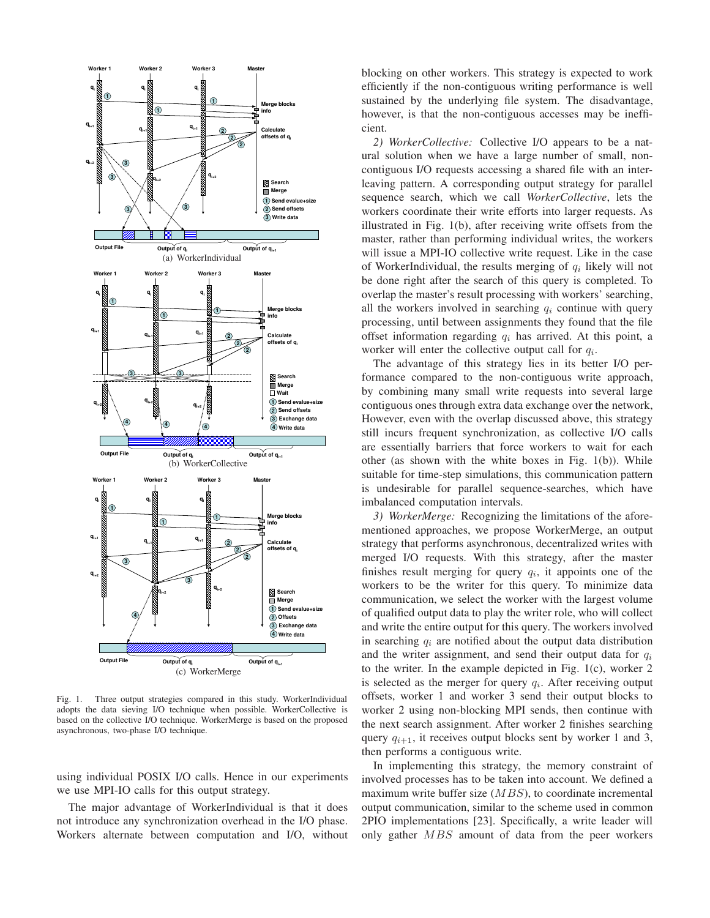Fig. 1. Three output strategies compared in this study. WorkerIndividual adopts the data sieving I/O technique when possible. WorkerCollective is based on the collective I/O technique. WorkerMerge is based on the proposed asynchronous, two-phase I/O technique.

using individual POSIX I/O calls. Hence in our experiments we use MPI-IO calls for this output strategy.

The major advantage of WorkerIndividual is that it does not introduce any synchronization overhead in the I/O phase. Workers alternate between computation and I/O, without blocking on other workers. This strategy is expected to work efficiently if the non-contiguous writing performance is well sustained by the underlying file system. The disadvantage, however, is that the non-contiguous accesses may be inefficient.

*2) WorkerCollective:* Collective I/O appears to be a natural solution when we have a large number of small, non-contiguous I/O requests accessing a shared file with an interleaving pattern. A corresponding output strategy for parallel sequence search, which we call *WorkerCollective*, lets the workers coordinate their write efforts into larger requests. As illustrated in Fig. 1(b), after receiving write offsets from the master, rather than performing individual writes, the workers will issue a MPI-IO collective write request. Like in the case of WorkerIndividual, the results merging of $q_i$ likely will not be done right after the search of this query is completed. To overlap the master's result processing with workers' searching, all the workers involved in searching $q_i$ continue with query processing, until between assignments they found that the file offset information regarding $q_i$ has arrived. At this point, a worker will enter the collective output call for $q_i$.

The advantage of this strategy lies in its better I/O performance compared to the non-contiguous write approach, by combining many small write requests into several large contiguous ones through extra data exchange over the network, However, even with the overlap discussed above, this strategy still incurs frequent synchronization, as collective I/O calls are essentially barriers that force workers to wait for each other (as shown with the white boxes in Fig. 1(b)). While suitable for time-step simulations, this communication pattern is undesirable for parallel sequence-searches, which have imbalanced computation intervals.

*3) WorkerMerge:* Recognizing the limitations of the aforementioned approaches, we propose WorkerMerge, an output strategy that performs asynchronous, decentralized writes with merged I/O requests. With this strategy, after the master finishes result merging for query $q_i$, it appoints one of the workers to be the writer for this query. To minimize data communication, we select the worker with the largest volume of qualified output data to play the writer role, who will collect and write the entire output for this query. The workers involved in searching $q_i$ are notified about the output data distribution and the writer assignment, and send their output data for $q_i$ to the writer. In the example depicted in Fig. 1(c), worker 2 is selected as the merger for query $q_i$. After receiving output offsets, worker 1 and worker 3 send their output blocks to worker 2 using non-blocking MPI sends, then continue with the next search assignment. After worker 2 finishes searching query $q_{i+1}$, it receives output blocks sent by worker 1 and 3, then performs a contiguous write.

In implementing this strategy, the memory constraint of involved processes has to be taken into account. We defined a maximum write buffer size ($MBS$), to coordinate incremental output communication, similar to the scheme used in common 2PIO implementations [23]. Specifically, a write leader will only gather $MBS$ amount of data from the peer workers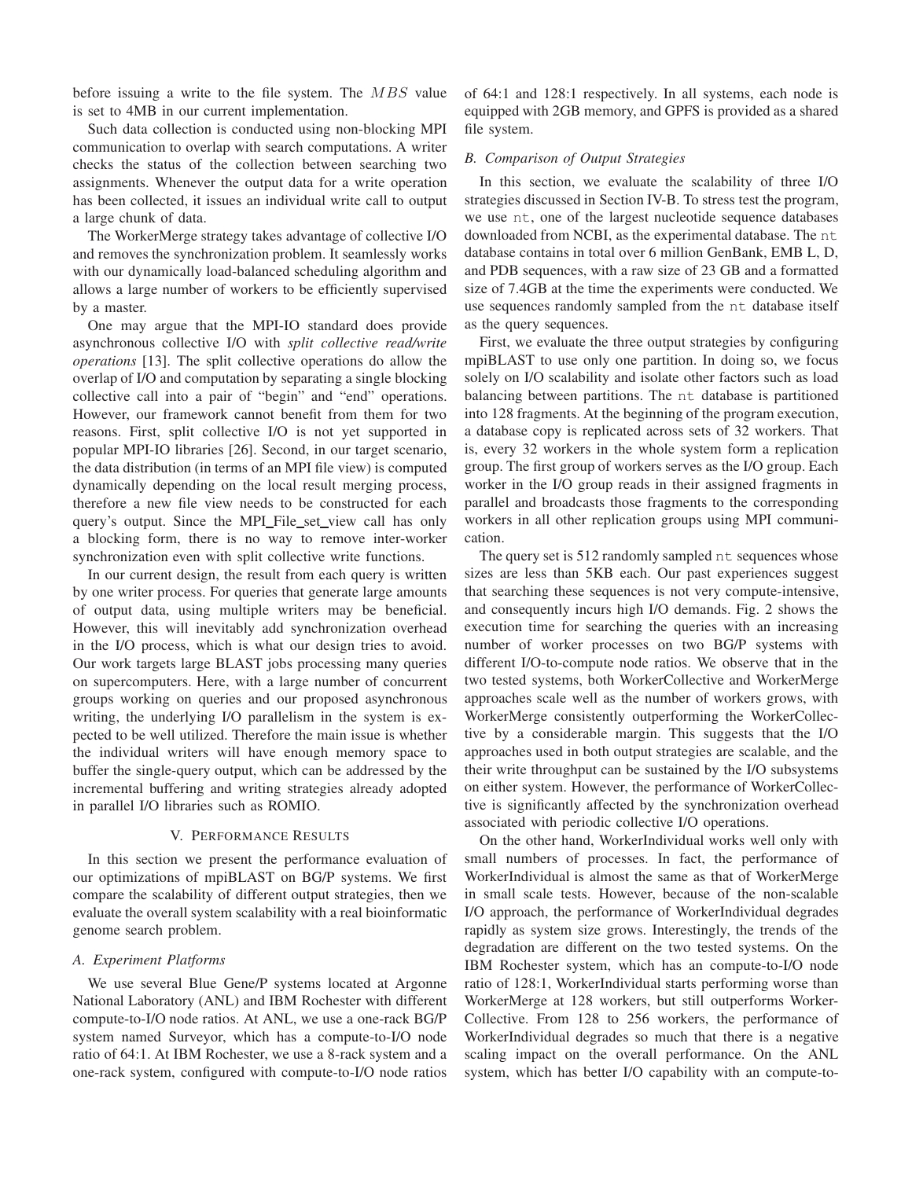before issuing a write to the file system. The $MBS$ value is set to 4MB in our current implementation.

Such data collection is conducted using non-blocking MPI communication to overlap with search computations. A writer checks the status of the collection between searching two assignments. Whenever the output data for a write operation has been collected, it issues an individual write call to output a large chunk of data.

The WorkerMerge strategy takes advantage of collective I/O and removes the synchronization problem. It seamlessly works with our dynamically load-balanced scheduling algorithm and allows a large number of workers to be efficiently supervised by a master.

One may argue that the MPI-IO standard does provide asynchronous collective I/O with *split collective read/write operations* [13]. The split collective operations do allow the overlap of I/O and computation by separating a single blocking collective call into a pair of "begin" and "end" operations. However, our framework cannot benefit from them for two reasons. First, split collective I/O is not yet supported in popular MPI-IO libraries [26]. Second, in our target scenario, the data distribution (in terms of an MPI file view) is computed dynamically depending on the local result merging process, therefore a new file view needs to be constructed for each query's output. Since the MPI_File_set_view call has only a blocking form, there is no way to remove inter-worker synchronization even with split collective write functions.

In our current design, the result from each query is written by one writer process. For queries that generate large amounts of output data, using multiple writers may be beneficial. However, this will inevitably add synchronization overhead in the I/O process, which is what our design tries to avoid. Our work targets large BLAST jobs processing many queries on supercomputers. Here, with a large number of concurrent groups working on queries and our proposed asynchronous writing, the underlying I/O parallelism in the system is expected to be well utilized. Therefore the main issue is whether the individual writers will have enough memory space to buffer the single-query output, which can be addressed by the incremental buffering and writing strategies already adopted in parallel I/O libraries such as ROMIO.

## V. Performance Results

In this section we present the performance evaluation of our optimizations of mpiBLAST on BG/P systems. We first compare the scalability of different output strategies, then we evaluate the overall system scalability with a real bioinformatic genome search problem.

### A. Experiment Platforms

We use several Blue Gene/P systems located at Argonne National Laboratory (ANL) and IBM Rochester with different compute-to-I/O node ratios. At ANL, we use a one-rack BG/P system named Surveyor, which has a compute-to-I/O node ratio of 64:1. At IBM Rochester, we use a 8-rack system and a one-rack system, configured with compute-to-I/O node ratios of 64:1 and 128:1 respectively. In all systems, each node is equipped with 2GB memory, and GPFS is provided as a shared file system.

### B. Comparison of Output Strategies

In this section, we evaluate the scalability of three I/O strategies discussed in Section IV-B. To stress test the program, we use `nt`, one of the largest nucleotide sequence databases downloaded from NCBI, as the experimental database. The `nt` database contains in total over 6 million GenBank, EMB L, D, and PDB sequences, with a raw size of 23 GB and a formatted size of 7.4GB at the time the experiments were conducted. We use sequences randomly sampled from the `nt` database itself as the query sequences.

First, we evaluate the three output strategies by configuring mpiBLAST to use only one partition. In doing so, we focus solely on I/O scalability and isolate other factors such as load balancing between partitions. The `nt` database is partitioned into 128 fragments. At the beginning of the program execution, a database copy is replicated across sets of 32 workers. That is, every 32 workers in the whole system form a replication group. The first group of workers serves as the I/O group. Each worker in the I/O group reads in their assigned fragments in parallel and broadcasts those fragments to the corresponding workers in all other replication groups using MPI communication.

The query set is 512 randomly sampled `nt` sequences whose sizes are less than 5KB each. Our past experiences suggest that searching these sequences is not very compute-intensive, and consequently incurs high I/O demands. Fig. 2 shows the execution time for searching the queries with an increasing number of worker processes on two BG/P systems with different I/O-to-compute node ratios. We observe that in the two tested systems, both WorkerCollective and WorkerMerge approaches scale well as the number of workers grows, with WorkerMerge consistently outperforming the WorkerCollective by a considerable margin. This suggests that the I/O approaches used in both output strategies are scalable, and the their write throughput can be sustained by the I/O subsystems on either system. However, the performance of WorkerCollective is significantly affected by the synchronization overhead associated with periodic collective I/O operations.

On the other hand, WorkerIndividual works well only with small numbers of processes. In fact, the performance of WorkerIndividual is almost the same as that of WorkerMerge in small scale tests. However, because of the non-scalable I/O approach, the performance of WorkerIndividual degrades rapidly as system size grows. Interestingly, the trends of the degradation are different on the two tested systems. On the IBM Rochester system, which has an compute-to-I/O node ratio of 128:1, WorkerIndividual starts performing worse than WorkerMerge at 128 workers, but still outperforms WorkerCollective. From 128 to 256 workers, the performance of WorkerIndividual degrades so much that there is a negative scaling impact on the overall performance. On the ANL system, which has better I/O capability with an compute-to-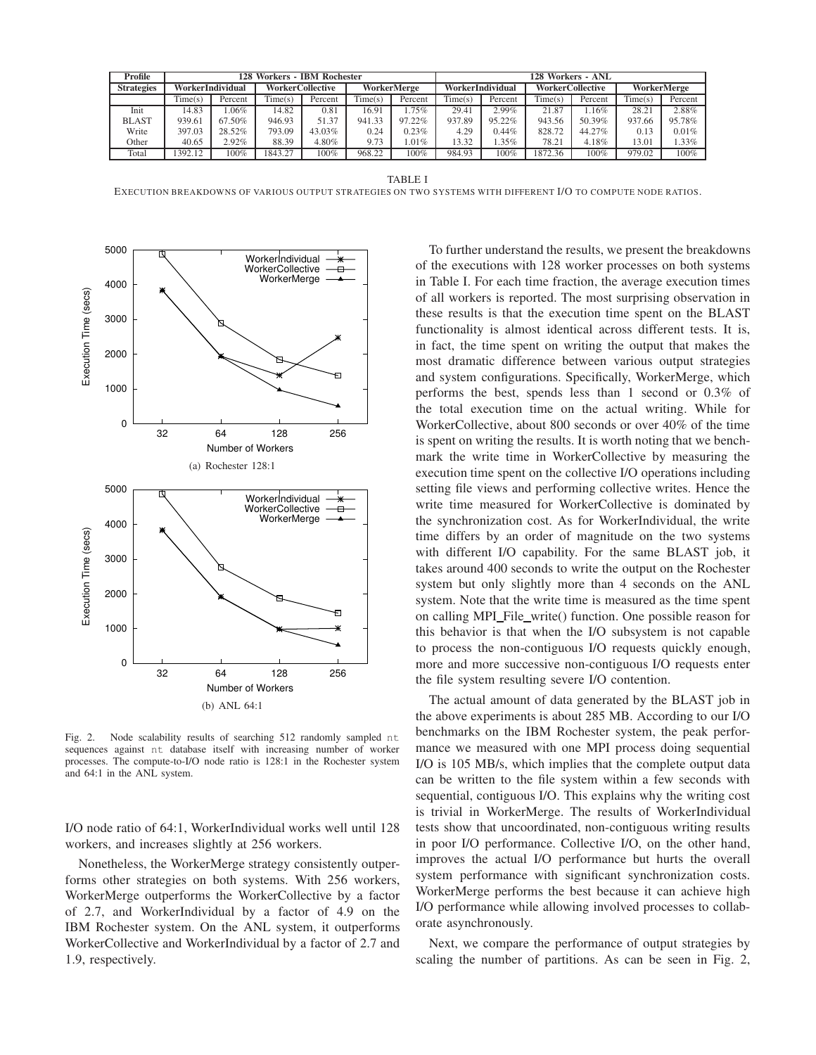| Profile | 128 Workers - IBM Rochester | | | | | | 128 Workers - ANL | | | | | |
|---|---|---|---|---|---|---|---|---|---|---|---|---|
| Strategies | WorkerIndividual | | WorkerCollective | | WorkerMerge | | WorkerIndividual | | WorkerCollective | | WorkerMerge | |
| | Time(s) | Percent | Time(s) | Percent | Time(s) | Percent | Time(s) | Percent | Time(s) | Percent | Time(s) | Percent |
| Init | 14.83 | 1.06% | 14.82 | 0.81 | 16.91 | 1.75% | 29.41 | 2.99% | 21.87 | 1.16% | 28.21 | 2.88% |
| BLAST | 939.61 | 67.50% | 946.93 | 51.37 | 941.33 | 97.22% | 937.89 | 95.22% | 943.56 | 50.39% | 937.66 | 95.78% |
| Write | 397.03 | 28.52% | 793.09 | 43.03% | 0.24 | 0.23% | 4.29 | 0.44% | 828.72 | 44.27% | 0.13 | 0.01% |
| Other | 40.65 | 2.92% | 88.39 | 4.80% | 9.73 | 1.01% | 13.32 | 1.35% | 78.21 | 4.18% | 13.01 | 1.33% |
| Total | 1392.12 | 100% | 1843.27 | 100% | 968.22 | 100% | 984.93 | 100% | 1872.36 | 100% | 979.02 | 100% |

TABLE I

EXECUTION BREAKDOWNS OF VARIOUS OUTPUT STRATEGIES ON TWO SYSTEMS WITH DIFFERENT I/O TO COMPUTE NODE RATIOS.

(a) Rochester 128:1

(b) ANL 64:1

Fig. 2. Node scalability results of searching 512 randomly sampled nt sequences against nt database itself with increasing number of worker processes. The compute-to-I/O node ratio is 128:1 in the Rochester system and 64:1 in the ANL system.

I/O node ratio of 64:1, WorkerIndividual works well until 128 workers, and increases slightly at 256 workers.

Nonetheless, the WorkerMerge strategy consistently outperforms other strategies on both systems. With 256 workers, WorkerMerge outperforms the WorkerCollective by a factor of 2.7, and WorkerIndividual by a factor of 4.9 on the IBM Rochester system. On the ANL system, it outperforms WorkerCollective and WorkerIndividual by a factor of 2.7 and 1.9, respectively.

To further understand the results, we present the breakdowns of the executions with 128 worker processes on both systems in Table I. For each time fraction, the average execution times of all workers is reported. The most surprising observation in these results is that the execution time spent on the BLAST functionality is almost identical across different tests. It is, in fact, the time spent on writing the output that makes the most dramatic difference between various output strategies and system configurations. Specifically, WorkerMerge, which performs the best, spends less than 1 second or 0.3% of the total execution time on the actual writing. While for WorkerCollective, about 800 seconds or over 40% of the time is spent on writing the results. It is worth noting that we benchmark the write time in WorkerCollective by measuring the execution time spent on the collective I/O operations including setting file views and performing collective writes. Hence the write time measured for WorkerCollective is dominated by the synchronization cost. As for WorkerIndividual, the write time differs by an order of magnitude on the two systems with different I/O capability. For the same BLAST job, it takes around 400 seconds to write the output on the Rochester system but only slightly more than 4 seconds on the ANL system. Note that the write time is measured as the time spent on calling MPI_File_write() function. One possible reason for this behavior is that when the I/O subsystem is not capable to process the non-contiguous I/O requests quickly enough, more and more successive non-contiguous I/O requests enter the file system resulting severe I/O contention.

The actual amount of data generated by the BLAST job in the above experiments is about 285 MB. According to our I/O benchmarks on the IBM Rochester system, the peak performance we measured with one MPI process doing sequential I/O is 105 MB/s, which implies that the complete output data can be written to the file system within a few seconds with sequential, contiguous I/O. This explains why the writing cost is trivial in WorkerMerge. The results of WorkerIndividual tests show that uncoordinated, non-contiguous writing results in poor I/O performance. Collective I/O, on the other hand, improves the actual I/O performance but hurts the overall system performance with significant synchronization costs. WorkerMerge performs the best because it can achieve high I/O performance while allowing involved processes to collaborate asynchronously.

Next, we compare the performance of output strategies by scaling the number of partitions. As can be seen in Fig. 2,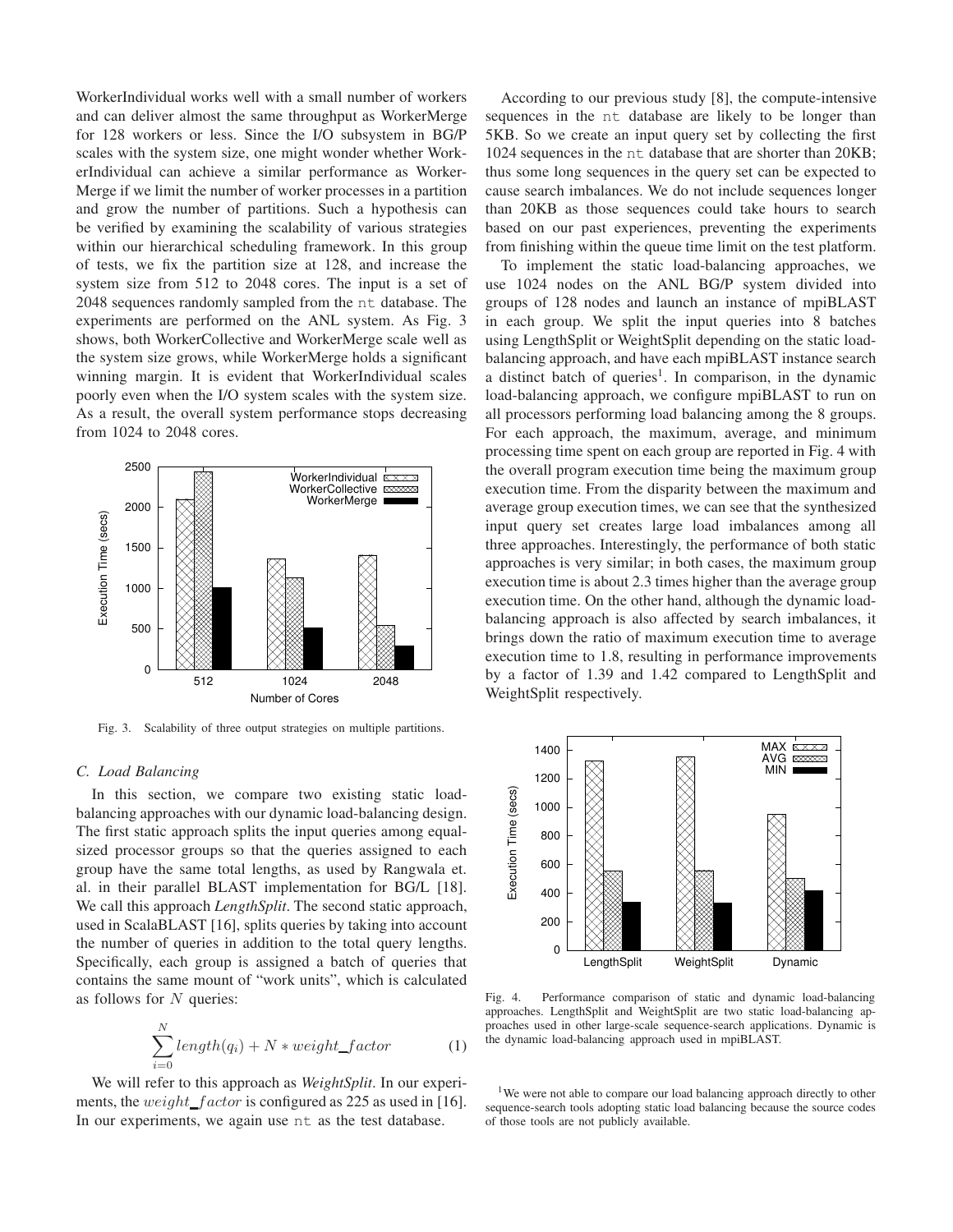WorkerIndividual works well with a small number of workers and can deliver almost the same throughput as WorkerMerge for 128 workers or less. Since the I/O subsystem in BG/P scales with the system size, one might wonder whether WorkerIndividual can achieve a similar performance as WorkerMerge if we limit the number of worker processes in a partition and grow the number of partitions. Such a hypothesis can be verified by examining the scalability of various strategies within our hierarchical scheduling framework. In this group of tests, we fix the partition size at 128, and increase the system size from 512 to 2048 cores. The input is a set of 2048 sequences randomly sampled from the nt database. The experiments are performed on the ANL system. As Fig. 3 shows, both WorkerCollective and WorkerMerge scale well as the system size grows, while WorkerMerge holds a significant winning margin. It is evident that WorkerIndividual scales poorly even when the I/O system scales with the system size. As a result, the overall system performance stops decreasing from 1024 to 2048 cores.

Fig. 3. Scalability of three output strategies on multiple partitions.

### C. Load Balancing

In this section, we compare two existing static load-balancing approaches with our dynamic load-balancing design. The first static approach splits the input queries among equal-sized processor groups so that the queries assigned to each group have the same total lengths, as used by Rangwala et. al. in their parallel BLAST implementation for BG/L [18]. We call this approach *LengthSplit*. The second static approach, used in ScalaBLAST [16], splits queries by taking into account the number of queries in addition to the total query lengths. Specifically, each group is assigned a batch of queries that contains the same mount of "work units", which is calculated as follows for $N$ queries:

$$\sum_{i=0}^{N} length(q_i) + N * weight\_factor \tag{1}$$

We will refer to this approach as *WeightSplit*. In our experiments, the $weight\_factor$ is configured as 225 as used in [16]. In our experiments, we again use nt as the test database.

According to our previous study [8], the compute-intensive sequences in the nt database are likely to be longer than 5KB. So we create an input query set by collecting the first 1024 sequences in the nt database that are shorter than 20KB; thus some long sequences in the query set can be expected to cause search imbalances. We do not include sequences longer than 20KB as those sequences could take hours to search based on our past experiences, preventing the experiments from finishing within the queue time limit on the test platform.

To implement the static load-balancing approaches, we use 1024 nodes on the ANL BG/P system divided into groups of 128 nodes and launch an instance of mpiBLAST in each group. We split the input queries into 8 batches using LengthSplit or WeightSplit depending on the static load-balancing approach, and have each mpiBLAST instance search a distinct batch of queries[1]. In comparison, in the dynamic load-balancing approach, we configure mpiBLAST to run on all processors performing load balancing among the 8 groups. For each approach, the maximum, average, and minimum processing time spent on each group are reported in Fig. 4 with the overall program execution time being the maximum group execution time. From the disparity between the maximum and average group execution times, we can see that the synthesized input query set creates large load imbalances among all three approaches. Interestingly, the performance of both static approaches is very similar; in both cases, the maximum group execution time is about 2.3 times higher than the average group execution time. On the other hand, although the dynamic load-balancing approach is also affected by search imbalances, it brings down the ratio of maximum execution time to average execution time to 1.8, resulting in performance improvements by a factor of 1.39 and 1.42 compared to LengthSplit and WeightSplit respectively.

Fig. 4. Performance comparison of static and dynamic load-balancing approaches. LengthSplit and WeightSplit are two static load-balancing approaches used in other large-scale sequence-search applications. Dynamic is the dynamic load-balancing approach used in mpiBLAST.

[1] We were not able to compare our load balancing approach directly to other sequence-search tools adopting static load balancing because the source codes of those tools are not publicly available.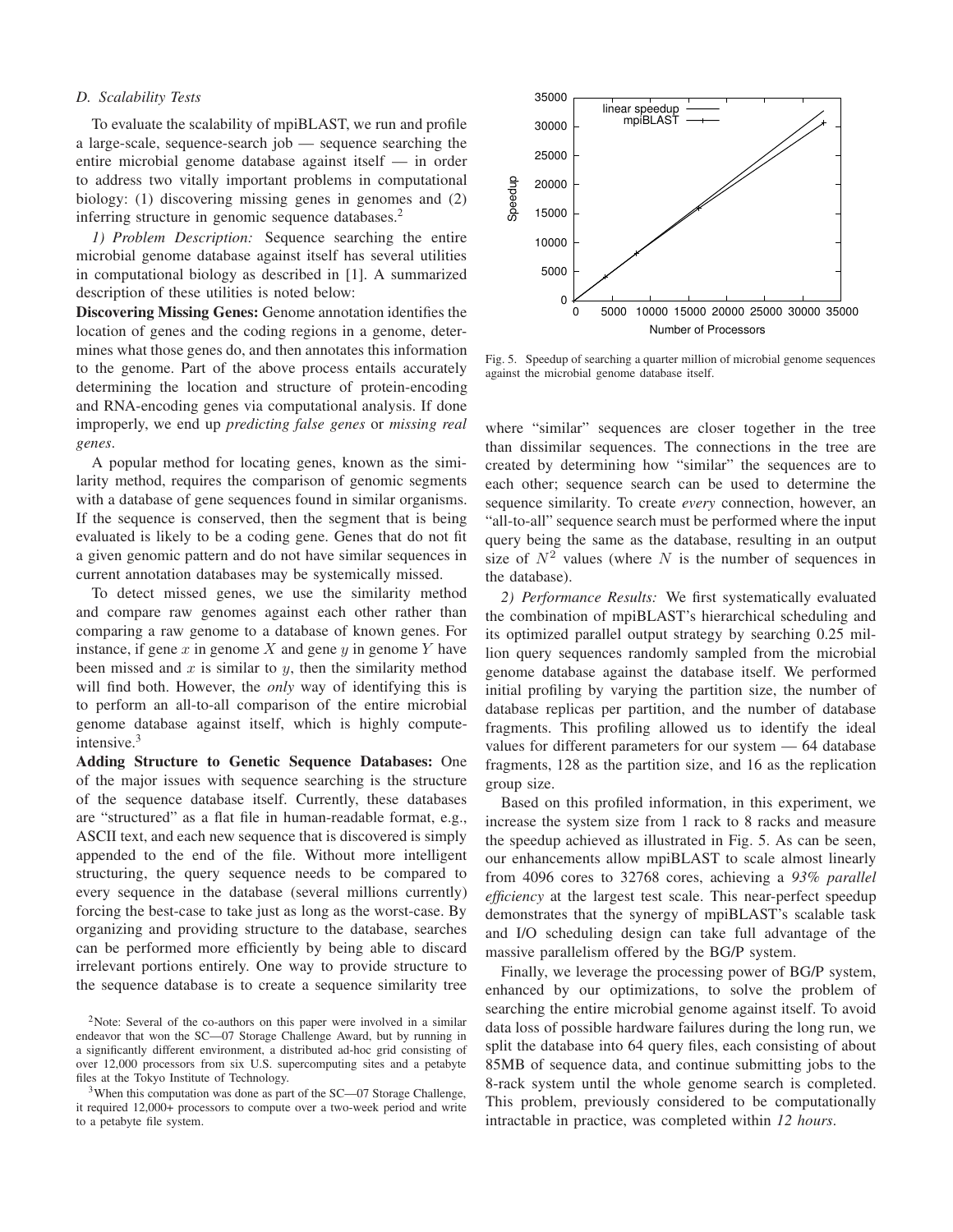### D. Scalability Tests

To evaluate the scalability of mpiBLAST, we run and profile a large-scale, sequence-search job — sequence searching the entire microbial genome database against itself — in order to address two vitally important problems in computational biology: (1) discovering missing genes in genomes and (2) inferring structure in genomic sequence databases.[2]

*1) Problem Description:* Sequence searching the entire microbial genome database against itself has several utilities in computational biology as described in [1]. A summarized description of these utilities is noted below:

**Discovering Missing Genes:** Genome annotation identifies the location of genes and the coding regions in a genome, determines what those genes do, and then annotates this information to the genome. Part of the above process entails accurately determining the location and structure of protein-encoding and RNA-encoding genes via computational analysis. If done improperly, we end up *predicting false genes* or *missing real genes*.

A popular method for locating genes, known as the similarity method, requires the comparison of genomic segments with a database of gene sequences found in similar organisms. If the sequence is conserved, then the segment that is being evaluated is likely to be a coding gene. Genes that do not fit a given genomic pattern and do not have similar sequences in current annotation databases may be systemically missed.

To detect missed genes, we use the similarity method and compare raw genomes against each other rather than comparing a raw genome to a database of known genes. For instance, if gene $x$ in genome $X$ and gene $y$ in genome $Y$ have been missed and $x$ is similar to $y$, then the similarity method will find both. However, the *only* way of identifying this is to perform an all-to-all comparison of the entire microbial genome database against itself, which is highly compute-intensive.[3]

**Adding Structure to Genetic Sequence Databases:** One of the major issues with sequence searching is the structure of the sequence database itself. Currently, these databases are "structured" as a flat file in human-readable format, e.g., ASCII text, and each new sequence that is discovered is simply appended to the end of the file. Without more intelligent structuring, the query sequence needs to be compared to every sequence in the database (several millions currently) forcing the best-case to take just as long as the worst-case. By organizing and providing structure to the database, searches can be performed more efficiently by being able to discard irrelevant portions entirely. One way to provide structure to the sequence database is to create a sequence similarity tree where "similar" sequences are closer together in the tree than dissimilar sequences. The connections in the tree are created by determining how "similar" the sequences are to each other; sequence search can be used to determine the sequence similarity. To create *every* connection, however, an "all-to-all" sequence search must be performed where the input query being the same as the database, resulting in an output size of $N^2$ values (where $N$ is the number of sequences in the database).

Fig. 5. Speedup of searching a quarter million of microbial genome sequences against the microbial genome database itself.

*2) Performance Results:* We first systematically evaluated the combination of mpiBLAST's hierarchical scheduling and its optimized parallel output strategy by searching 0.25 million query sequences randomly sampled from the microbial genome database against the database itself. We performed initial profiling by varying the partition size, the number of database replicas per partition, and the number of database fragments. This profiling allowed us to identify the ideal values for different parameters for our system — 64 database fragments, 128 as the partition size, and 16 as the replication group size.

Based on this profiled information, in this experiment, we increase the system size from 1 rack to 8 racks and measure the speedup achieved as illustrated in Fig. 5. As can be seen, our enhancements allow mpiBLAST to scale almost linearly from 4096 cores to 32768 cores, achieving a *93% parallel efficiency* at the largest test scale. This near-perfect speedup demonstrates that the synergy of mpiBLAST's scalable task and I/O scheduling design can take full advantage of the massive parallelism offered by the BG/P system.

Finally, we leverage the processing power of BG/P system, enhanced by our optimizations, to solve the problem of searching the entire microbial genome against itself. To avoid data loss of possible hardware failures during the long run, we split the database into 64 query files, each consisting of about 85MB of sequence data, and continue submitting jobs to the 8-rack system until the whole genome search is completed. This problem, previously considered to be computationally intractable in practice, was completed within *12 hours*.

[2] Note: Several of the co-authors on this paper were involved in a similar endeavor that won the SC—07 Storage Challenge Award, but by running in a significantly different environment, a distributed ad-hoc grid consisting of over 12,000 processors from six U.S. supercomputing sites and a petabyte files at the Tokyo Institute of Technology.

[3] When this computation was done as part of the SC—07 Storage Challenge, it required 12,000+ processors to compute over a two-week period and write to a petabyte file system.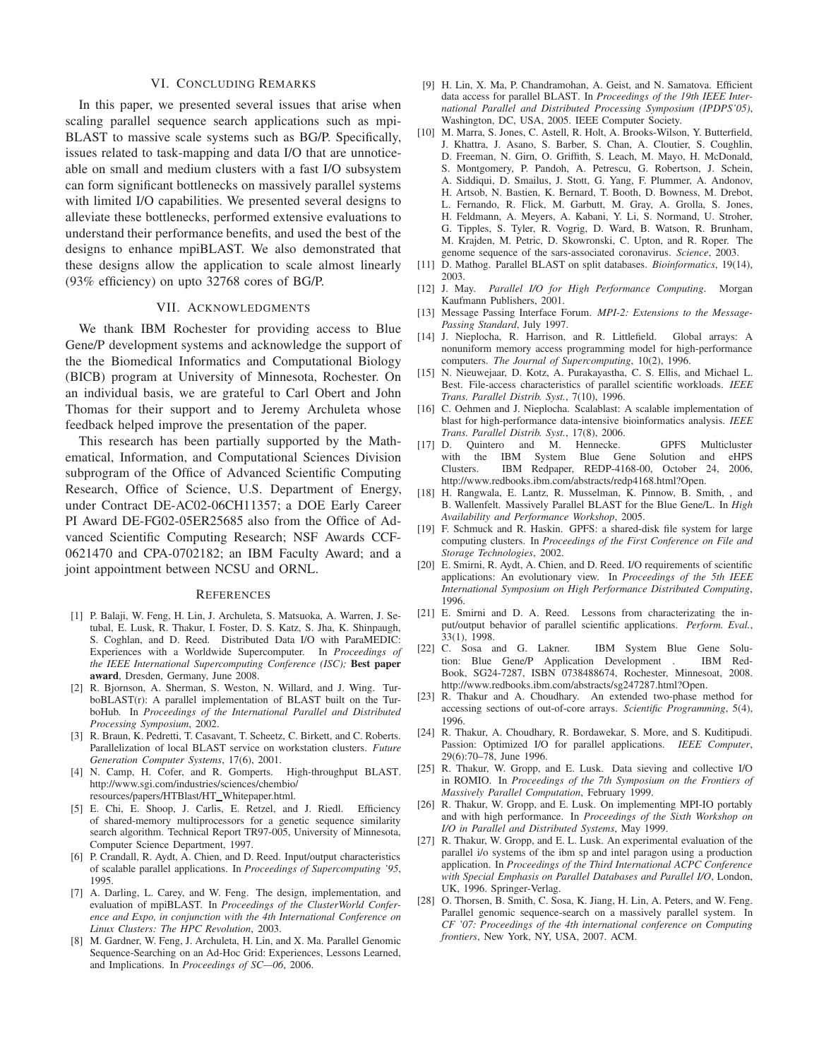## VI. Concluding Remarks

In this paper, we presented several issues that arise when scaling parallel sequence search applications such as mpiBLAST to massive scale systems such as BG/P. Specifically, issues related to task-mapping and data I/O that are unnoticeable on small and medium clusters with a fast I/O subsystem can form significant bottlenecks on massively parallel systems with limited I/O capabilities. We presented several designs to alleviate these bottlenecks, performed extensive evaluations to understand their performance benefits, and used the best of the designs to enhance mpiBLAST. We also demonstrated that these designs allow the application to scale almost linearly (93% efficiency) on upto 32768 cores of BG/P.

## VII. Acknowledgments

We thank IBM Rochester for providing access to Blue Gene/P development systems and acknowledge the support of the the Biomedical Informatics and Computational Biology (BICB) program at University of Minnesota, Rochester. On an individual basis, we are grateful to Carl Obert and John Thomas for their support and to Jeremy Archuleta whose feedback helped improve the presentation of the paper.

This research has been partially supported by the Mathematical, Information, and Computational Sciences Division subprogram of the Office of Advanced Scientific Computing Research, Office of Science, U.S. Department of Energy, under Contract DE-AC02-06CH11357; a DOE Early Career PI Award DE-FG02-05ER25685 also from the Office of Advanced Scientific Computing Research; NSF Awards CCF-0621470 and CPA-0702182; an IBM Faculty Award; and a joint appointment between NCSU and ORNL.

## References

[1] P. Balaji, W. Feng, H. Lin, J. Archuleta, S. Matsuoka, A. Warren, J. Setubal, E. Lusk, R. Thakur, I. Foster, D. S. Katz, S. Jha, K. Shinpaugh, S. Coghlan, and D. Reed. Distributed Data I/O with ParaMEDIC: Experiences with a Worldwide Supercomputer. In *Proceedings of the IEEE International Supercomputing Conference (ISC);* **Best paper award**, Dresden, Germany, June 2008.

[2] R. Bjornson, A. Sherman, S. Weston, N. Willard, and J. Wing. TurboBLAST(r): A parallel implementation of BLAST built on the TurboHub. In *Proceedings of the International Parallel and Distributed Processing Symposium*, 2002.

[3] R. Braun, K. Pedretti, T. Casavant, T. Scheetz, C. Birkett, and C. Roberts. Parallelization of local BLAST service on workstation clusters. *Future Generation Computer Systems*, 17(6), 2001.

[4] N. Camp, H. Cofer, and R. Gomperts. High-throughput BLAST. http://www.sgi.com/industries/sciences/chembio/resources/papers/HTBlast/HT_Whitepaper.html.

[5] E. Chi, E. Shoop, J. Carlis, E. Retzel, and J. Riedl. Efficiency of shared-memory multiprocessors for a genetic sequence similarity search algorithm. Technical Report TR97-005, University of Minnesota, Computer Science Department, 1997.

[6] P. Crandall, R. Aydt, A. Chien, and D. Reed. Input/output characteristics of scalable parallel applications. In *Proceedings of Supercomputing '95*, 1995.

[7] A. Darling, L. Carey, and W. Feng. The design, implementation, and evaluation of mpiBLAST. In *Proceedings of the ClusterWorld Conference and Expo, in conjunction with the 4th International Conference on Linux Clusters: The HPC Revolution*, 2003.

[8] M. Gardner, W. Feng, J. Archuleta, H. Lin, and X. Ma. Parallel Genomic Sequence-Searching on an Ad-Hoc Grid: Experiences, Lessons Learned, and Implications. In *Proceedings of SC—06*, 2006.

[9] H. Lin, X. Ma, P. Chandramohan, A. Geist, and N. Samatova. Efficient data access for parallel BLAST. In *Proceedings of the 19th IEEE International Parallel and Distributed Processing Symposium (IPDPS'05)*, Washington, DC, USA, 2005. IEEE Computer Society.

[10] M. Marra, S. Jones, C. Astell, R. Holt, A. Brooks-Wilson, Y. Butterfield, J. Khattra, J. Asano, S. Barber, S. Chan, A. Cloutier, S. Coughlin, D. Freeman, N. Girn, O. Griffith, S. Leach, M. Mayo, H. McDonald, S. Montgomery, P. Pandoh, A. Petrescu, G. Robertson, J. Schein, A. Siddiqui, D. Smailus, J. Stott, G. Yang, F. Plummer, A. Andonov, H. Artsob, N. Bastien, K. Bernard, T. Booth, D. Bowness, M. Drebot, L. Fernando, R. Flick, M. Garbutt, M. Gray, A. Grolla, S. Jones, H. Feldmann, A. Meyers, A. Kabani, Y. Li, S. Normand, U. Stroher, G. Tipples, S. Tyler, R. Vogrig, D. Ward, B. Watson, R. Brunham, M. Krajden, M. Petric, D. Skowronski, C. Upton, and R. Roper. The genome sequence of the sars-associated coronavirus. *Science*, 2003.

[11] D. Mathog. Parallel BLAST on split databases. *Bioinformatics*, 19(14), 2003.

[12] J. May. *Parallel I/O for High Performance Computing*. Morgan Kaufmann Publishers, 2001.

[13] Message Passing Interface Forum. *MPI-2: Extensions to the Message-Passing Standard*, July 1997.

[14] J. Nieplocha, R. Harrison, and R. Littlefield. Global arrays: A nonuniform memory access programming model for high-performance computers. *The Journal of Supercomputing*, 10(2), 1996.

[15] N. Nieuwejaar, D. Kotz, A. Purakayastha, C. S. Ellis, and Michael L. Best. File-access characteristics of parallel scientific workloads. *IEEE Trans. Parallel Distrib. Syst.*, 7(10), 1996.

[16] C. Oehmen and J. Nieplocha. Scalablast: A scalable implementation of blast for high-performance data-intensive bioinformatics analysis. *IEEE Trans. Parallel Distrib. Syst.*, 17(8), 2006.

[17] D. Quintero and M. Hennecke. GPFS Multicluster with the IBM System Blue Gene Solution and eHPS Clusters. IBM Redpaper, REDP-4168-00, October 24, 2006, http://www.redbooks.ibm.com/abstracts/redp4168.html?Open.

[18] H. Rangwala, E. Lantz, R. Musselman, K. Pinnow, B. Smith, , and B. Wallenfelt. Massively Parallel BLAST for the Blue Gene/L. In *High Availability and Performance Workshop*, 2005.

[19] F. Schmuck and R. Haskin. GPFS: a shared-disk file system for large computing clusters. In *Proceedings of the First Conference on File and Storage Technologies*, 2002.

[20] E. Smirni, R. Aydt, A. Chien, and D. Reed. I/O requirements of scientific applications: An evolutionary view. In *Proceedings of the 5th IEEE International Symposium on High Performance Distributed Computing*, 1996.

[21] E. Smirni and D. A. Reed. Lessons from characterizing the input/output behavior of parallel scientific applications. *Perform. Eval.*, 33(1), 1998.

[22] C. Sosa and G. Lakner. IBM System Blue Gene Solution: Blue Gene/P Application Development . IBM RedBook, SG24-7287, ISBN 0738488674, Rochester, Minnesoat, 2008. http://www.redbooks.ibm.com/abstracts/sg247287.html?Open.

[23] R. Thakur and A. Choudhary. An extended two-phase method for accessing sections of out-of-core arrays. *Scientific Programming*, 5(4), 1996.

[24] R. Thakur, A. Choudhary, R. Bordawekar, S. More, and S. Kuditipudi. Passion: Optimized I/O for parallel applications. *IEEE Computer*, 29(6):70–78, June 1996.

[25] R. Thakur, W. Gropp, and E. Lusk. Data sieving and collective I/O in ROMIO. In *Proceedings of the 7th Symposium on the Frontiers of Massively Parallel Computation*, February 1999.

[26] R. Thakur, W. Gropp, and E. Lusk. On implementing MPI-IO portably and with high performance. In *Proceedings of the Sixth Workshop on I/O in Parallel and Distributed Systems*, May 1999.

[27] R. Thakur, W. Gropp, and E. L. Lusk. An experimental evaluation of the parallel i/o systems of the ibm sp and intel paragon using a production application. In *Proceedings of the Third International ACPC Conference with Special Emphasis on Parallel Databases and Parallel I/O*, London, UK, 1996. Springer-Verlag.

[28] O. Thorsen, B. Smith, C. Sosa, K. Jiang, H. Lin, A. Peters, and W. Feng. Parallel genomic sequence-search on a massively parallel system. In *CF '07: Proceedings of the 4th international conference on Computing frontiers*, New York, NY, USA, 2007. ACM.